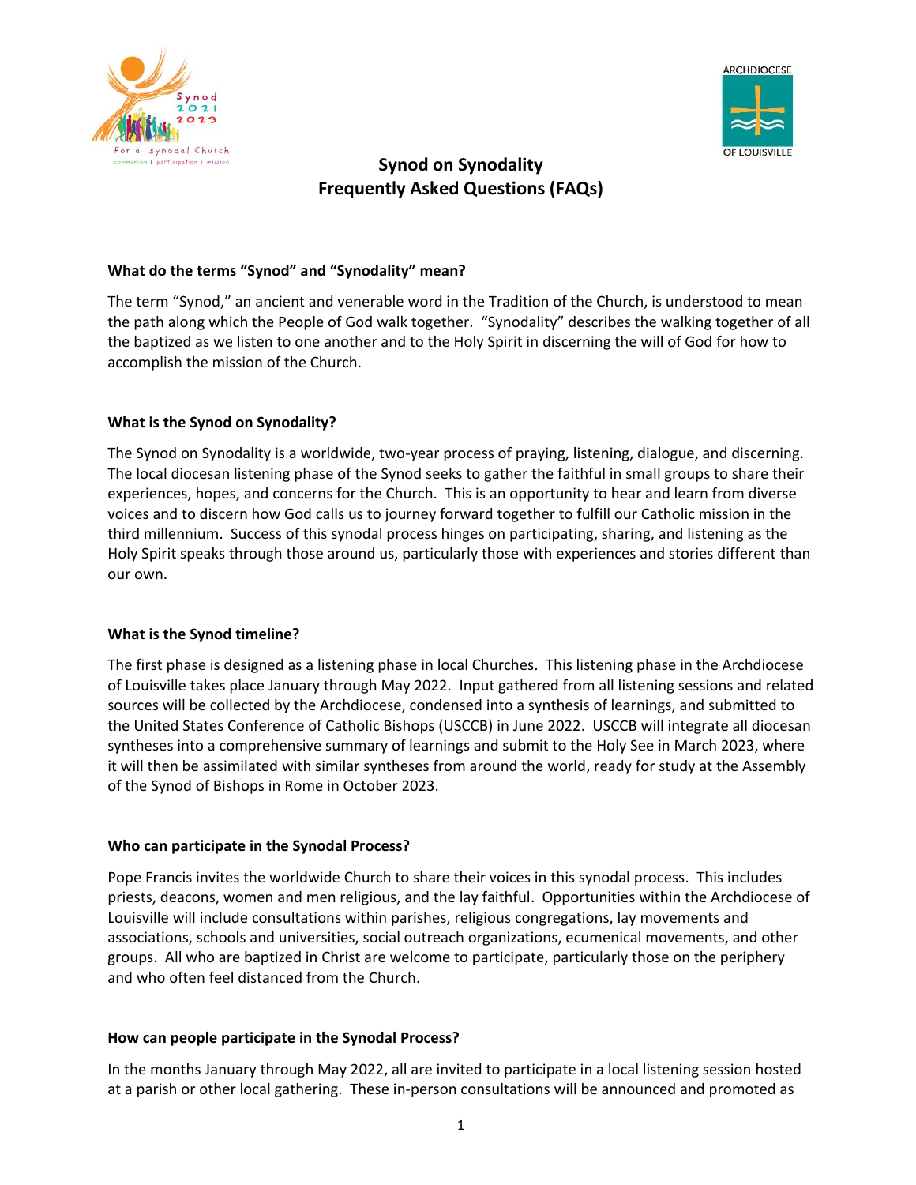# Synod on Synodality
# Frequently Asked Questions (FAQs)

### What do the terms "Synod" and "Synodality" mean?

The term "Synod," an ancient and venerable word in the Tradition of the Church, is understood to mean the path along which the People of God walk together. "Synodality" describes the walking together of all the baptized as we listen to one another and to the Holy Spirit in discerning the will of God for how to accomplish the mission of the Church.

### What is the Synod on Synodality?

The Synod on Synodality is a worldwide, two-year process of praying, listening, dialogue, and discerning. The local diocesan listening phase of the Synod seeks to gather the faithful in small groups to share their experiences, hopes, and concerns for the Church. This is an opportunity to hear and learn from diverse voices and to discern how God calls us to journey forward together to fulfill our Catholic mission in the third millennium. Success of this synodal process hinges on participating, sharing, and listening as the Holy Spirit speaks through those around us, particularly those with experiences and stories different than our own.

### What is the Synod timeline?

The first phase is designed as a listening phase in local Churches. This listening phase in the Archdiocese of Louisville takes place January through May 2022. Input gathered from all listening sessions and related sources will be collected by the Archdiocese, condensed into a synthesis of learnings, and submitted to the United States Conference of Catholic Bishops (USCCB) in June 2022. USCCB will integrate all diocesan syntheses into a comprehensive summary of learnings and submit to the Holy See in March 2023, where it will then be assimilated with similar syntheses from around the world, ready for study at the Assembly of the Synod of Bishops in Rome in October 2023.

### Who can participate in the Synodal Process?

Pope Francis invites the worldwide Church to share their voices in this synodal process. This includes priests, deacons, women and men religious, and the lay faithful. Opportunities within the Archdiocese of Louisville will include consultations within parishes, religious congregations, lay movements and associations, schools and universities, social outreach organizations, ecumenical movements, and other groups. All who are baptized in Christ are welcome to participate, particularly those on the periphery and who often feel distanced from the Church.

### How can people participate in the Synodal Process?

In the months January through May 2022, all are invited to participate in a local listening session hosted at a parish or other local gathering. These in-person consultations will be announced and promoted as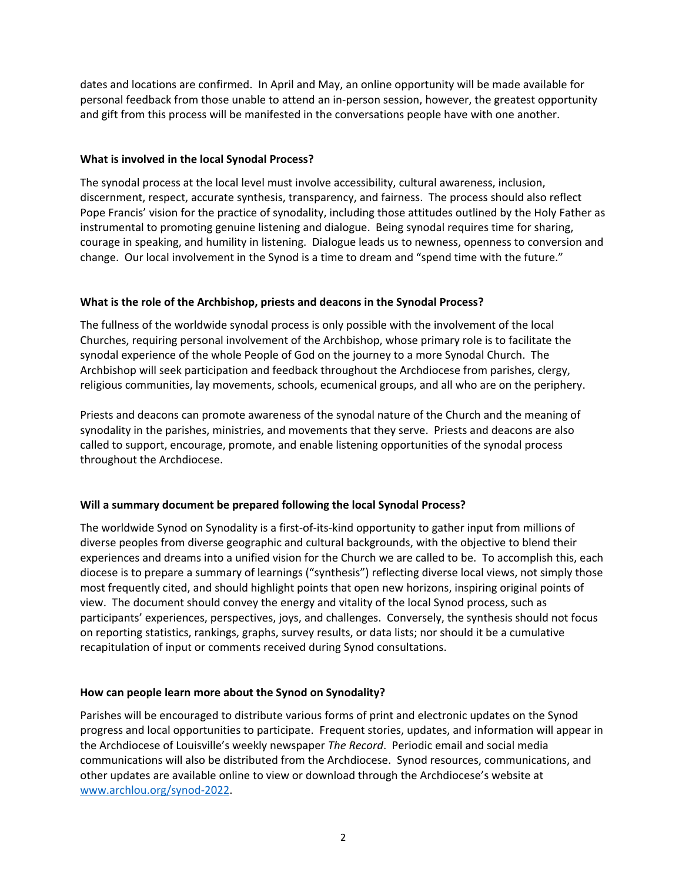dates and locations are confirmed. In April and May, an online opportunity will be made available for personal feedback from those unable to attend an in-person session, however, the greatest opportunity and gift from this process will be manifested in the conversations people have with one another.

**What is involved in the local Synodal Process?**

The synodal process at the local level must involve accessibility, cultural awareness, inclusion, discernment, respect, accurate synthesis, transparency, and fairness. The process should also reflect Pope Francis' vision for the practice of synodality, including those attitudes outlined by the Holy Father as instrumental to promoting genuine listening and dialogue. Being synodal requires time for sharing, courage in speaking, and humility in listening. Dialogue leads us to newness, openness to conversion and change. Our local involvement in the Synod is a time to dream and "spend time with the future."

**What is the role of the Archbishop, priests and deacons in the Synodal Process?**

The fullness of the worldwide synodal process is only possible with the involvement of the local Churches, requiring personal involvement of the Archbishop, whose primary role is to facilitate the synodal experience of the whole People of God on the journey to a more Synodal Church. The Archbishop will seek participation and feedback throughout the Archdiocese from parishes, clergy, religious communities, lay movements, schools, ecumenical groups, and all who are on the periphery.

Priests and deacons can promote awareness of the synodal nature of the Church and the meaning of synodality in the parishes, ministries, and movements that they serve. Priests and deacons are also called to support, encourage, promote, and enable listening opportunities of the synodal process throughout the Archdiocese.

**Will a summary document be prepared following the local Synodal Process?**

The worldwide Synod on Synodality is a first-of-its-kind opportunity to gather input from millions of diverse peoples from diverse geographic and cultural backgrounds, with the objective to blend their experiences and dreams into a unified vision for the Church we are called to be. To accomplish this, each diocese is to prepare a summary of learnings ("synthesis") reflecting diverse local views, not simply those most frequently cited, and should highlight points that open new horizons, inspiring original points of view. The document should convey the energy and vitality of the local Synod process, such as participants' experiences, perspectives, joys, and challenges. Conversely, the synthesis should not focus on reporting statistics, rankings, graphs, survey results, or data lists; nor should it be a cumulative recapitulation of input or comments received during Synod consultations.

**How can people learn more about the Synod on Synodality?**

Parishes will be encouraged to distribute various forms of print and electronic updates on the Synod progress and local opportunities to participate. Frequent stories, updates, and information will appear in the Archdiocese of Louisville's weekly newspaper *The Record*. Periodic email and social media communications will also be distributed from the Archdiocese. Synod resources, communications, and other updates are available online to view or download through the Archdiocese's website at www.archlou.org/synod-2022.